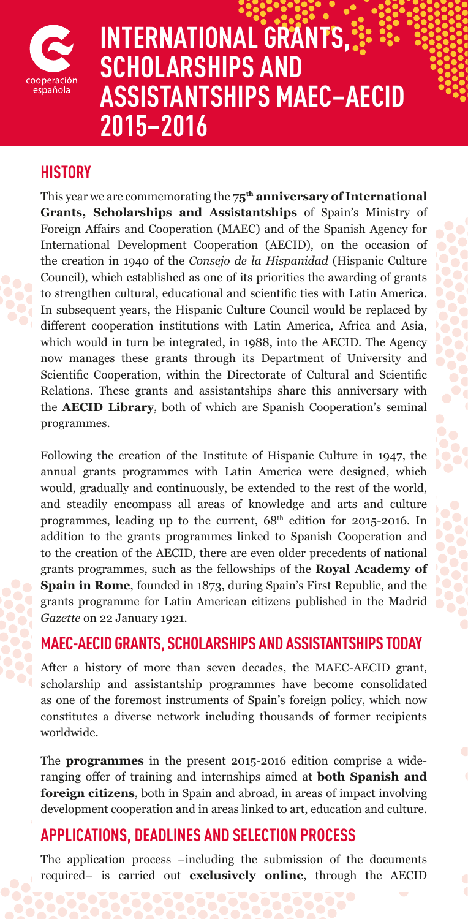# INTERNATIONAL GRANTS, SCHOLARSHIPS AND ASSISTANTSHIPS MAEC–AECID 2015–2016

## HISTORY

This year we are commemorating the **75th anniversary of International Grants, Scholarships and Assistantships** of Spain's Ministry of Foreign Affairs and Cooperation (MAEC) and of the Spanish Agency for International Development Cooperation (AECID), on the occasion of the creation in 1940 of the *Consejo de la Hispanidad* (Hispanic Culture Council), which established as one of its priorities the awarding of grants to strengthen cultural, educational and scientific ties with Latin America. In subsequent years, the Hispanic Culture Council would be replaced by different cooperation institutions with Latin America, Africa and Asia, which would in turn be integrated, in 1988, into the AECID. The Agency now manages these grants through its Department of University and Scientific Cooperation, within the Directorate of Cultural and Scientific Relations. These grants and assistantships share this anniversary with the **AECID Library**, both of which are Spanish Cooperation's seminal programmes.

Following the creation of the Institute of Hispanic Culture in 1947, the annual grants programmes with Latin America were designed, which would, gradually and continuously, be extended to the rest of the world, and steadily encompass all areas of knowledge and arts and culture programmes, leading up to the current, 68th edition for 2015-2016. In addition to the grants programmes linked to Spanish Cooperation and to the creation of the AECID, there are even older precedents of national grants programmes, such as the fellowships of the **Royal Academy of Spain in Rome**, founded in 1873, during Spain's First Republic, and the grants programme for Latin American citizens published in the Madrid *Gazette* on 22 January 1921.

## MAEC-AECID GRANTS, SCHOLARSHIPS AND ASSISTANTSHIPS TODAY

After a history of more than seven decades, the MAEC-AECID grant, scholarship and assistantship programmes have become consolidated as one of the foremost instruments of Spain's foreign policy, which now constitutes a diverse network including thousands of former recipients worldwide.

The **programmes** in the present 2015-2016 edition comprise a wide-ranging offer of training and internships aimed at **both Spanish and foreign citizens**, both in Spain and abroad, in areas of impact involving development cooperation and in areas linked to art, education and culture.

## APPLICATIONS, DEADLINES AND SELECTION PROCESS

The application process –including the submission of the documents required– is carried out **exclusively online**, through the AECID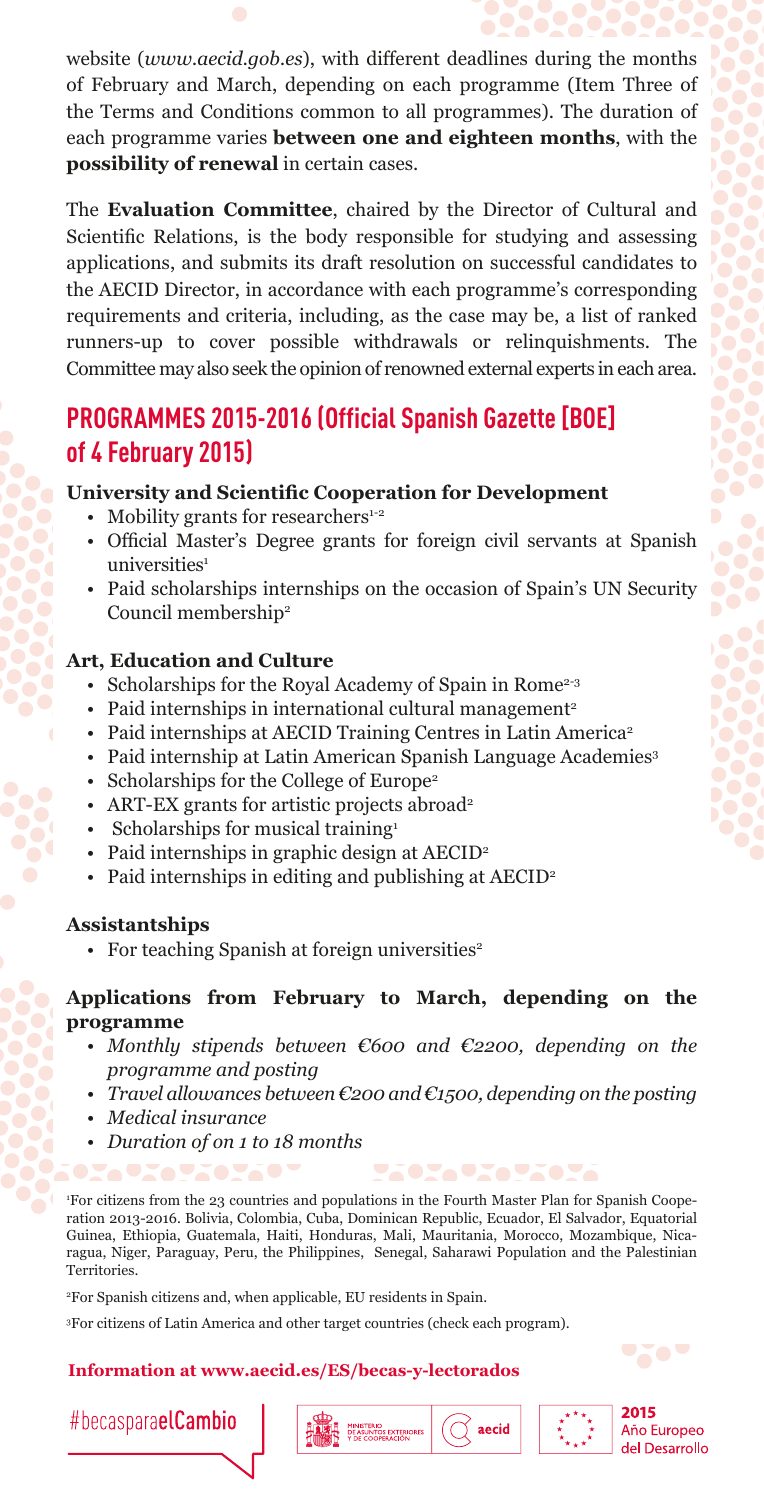website (*www.aecid.gob.es*), with different deadlines during the months of February and March, depending on each programme (Item Three of the Terms and Conditions common to all programmes). The duration of each programme varies **between one and eighteen months**, with the **possibility of renewal** in certain cases.

The **Evaluation Committee**, chaired by the Director of Cultural and Scientific Relations, is the body responsible for studying and assessing applications, and submits its draft resolution on successful candidates to the AECID Director, in accordance with each programme's corresponding requirements and criteria, including, as the case may be, a list of ranked runners-up to cover possible withdrawals or relinquishments. The Committee may also seek the opinion of renowned external experts in each area.

## PROGRAMMES 2015-2016 (Official Spanish Gazette [BOE] of 4 February 2015)

### University and Scientific Cooperation for Development

- Mobility grants for researchers[1-2]
- Official Master's Degree grants for foreign civil servants at Spanish universities[1]
- Paid scholarships internships on the occasion of Spain's UN Security Council membership[2]

### Art, Education and Culture

- Scholarships for the Royal Academy of Spain in Rome[2-3]
- Paid internships in international cultural management[2]
- Paid internships at AECID Training Centres in Latin America[2]
- Paid internship at Latin American Spanish Language Academies[3]
- Scholarships for the College of Europe[2]
- ART-EX grants for artistic projects abroad[2]
- Scholarships for musical training[1]
- Paid internships in graphic design at AECID[2]
- Paid internships in editing and publishing at AECID[2]

### Assistantships

- For teaching Spanish at foreign universities[2]

### Applications from February to March, depending on the programme

- *Monthly stipends between €600 and €2200, depending on the programme and posting*
- *Travel allowances between €200 and €1500, depending on the posting*
- *Medical insurance*
- *Duration of on 1 to 18 months*

[1]For citizens from the 23 countries and populations in the Fourth Master Plan for Spanish Cooperation 2013-2016. Bolivia, Colombia, Cuba, Dominican Republic, Ecuador, El Salvador, Equatorial Guinea, Ethiopia, Guatemala, Haiti, Honduras, Mali, Mauritania, Morocco, Mozambique, Nicaragua, Niger, Paraguay, Peru, the Philippines, Senegal, Saharawi Population and the Palestinian Territories.

[2]For Spanish citizens and, when applicable, EU residents in Spain.

[3]For citizens of Latin America and other target countries (check each program).

**Information at www.aecid.es/ES/becas-y-lectorados**

#becasparaelCambio

MINISTERIO DE ASUNTOS EXTERIORES Y DE COOPERACIÓN

aecid

2015 Año Europeo del Desarrollo